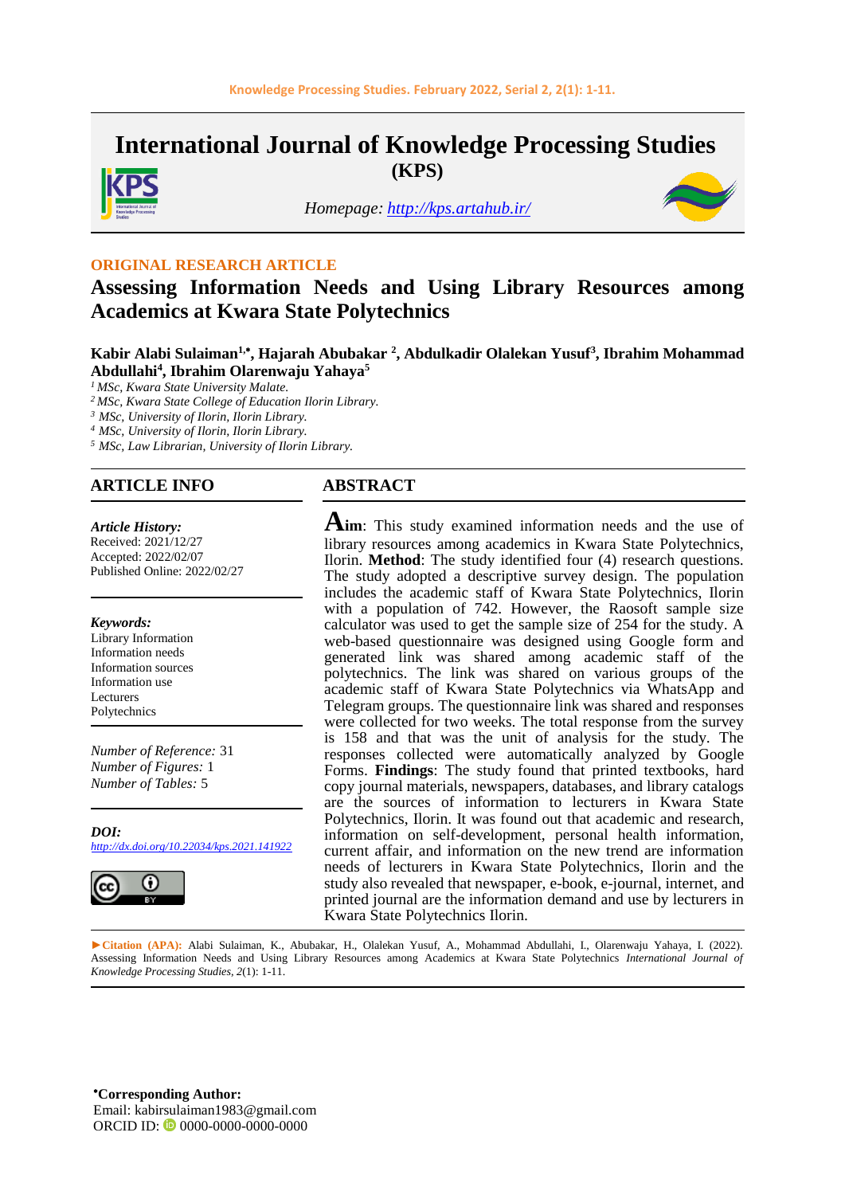# International Journal of Knowledge Processing Studies (KPS)

*Homepage: http://kps.artahub.ir/*

**ORIGINAL RESEARCH ARTICLE**

## Assessing Information Needs and Using Library Resources among Academics at Kwara State Polytechnics

**Kabir Alabi Sulaiman[1,*], Hajarah Abubakar [2], Abdulkadir Olalekan Yusuf[3], Ibrahim Mohammad Abdullahi[4], Ibrahim Olarenwaju Yahaya[5]**

[1] *MSc, Kwara State University Malate.*
[2] *MSc, Kwara State College of Education Ilorin Library.*
[3] *MSc, University of Ilorin, Ilorin Library.*
[4] *MSc, University of Ilorin, Ilorin Library.*
[5] *MSc, Law Librarian, University of Ilorin Library.*

### ARTICLE INFO

***Article History:***
Received: 2021/12/27
Accepted: 2022/02/07
Published Online: 2022/02/27

***Keywords:***
Library Information
Information needs
Information sources
Information use
Lecturers
Polytechnics

*Number of Reference:* 31
*Number of Figures:* 1
*Number of Tables:* 5

***DOI:***
http://dx.doi.org/10.22034/kps.2021.141922

### ABSTRACT

**Aim**: This study examined information needs and the use of library resources among academics in Kwara State Polytechnics, Ilorin. **Method**: The study identified four (4) research questions. The study adopted a descriptive survey design. The population includes the academic staff of Kwara State Polytechnics, Ilorin with a population of 742. However, the Raosoft sample size calculator was used to get the sample size of 254 for the study. A web-based questionnaire was designed using Google form and generated link was shared among academic staff of the polytechnics. The link was shared on various groups of the academic staff of Kwara State Polytechnics via WhatsApp and Telegram groups. The questionnaire link was shared and responses were collected for two weeks. The total response from the survey is 158 and that was the unit of analysis for the study. The responses collected were automatically analyzed by Google Forms. **Findings**: The study found that printed textbooks, hard copy journal materials, newspapers, databases, and library catalogs are the sources of information to lecturers in Kwara State Polytechnics, Ilorin. It was found out that academic and research, information on self-development, personal health information, current affair, and information on the new trend are information needs of lecturers in Kwara State Polytechnics, Ilorin and the study also revealed that newspaper, e-book, e-journal, internet, and printed journal are the information demand and use by lecturers in Kwara State Polytechnics Ilorin.

►**Citation (APA):** Alabi Sulaiman, K., Abubakar, H., Olalekan Yusuf, A., Mohammad Abdullahi, I., Olarenwaju Yahaya, I. (2022). Assessing Information Needs and Using Library Resources among Academics at Kwara State Polytechnics *International Journal of Knowledge Processing Studies*, *2*(1): 1-11.

**\*Corresponding Author:**
Email: kabirsulaiman1983@gmail.com
ORCID ID: 0000-0000-0000-0000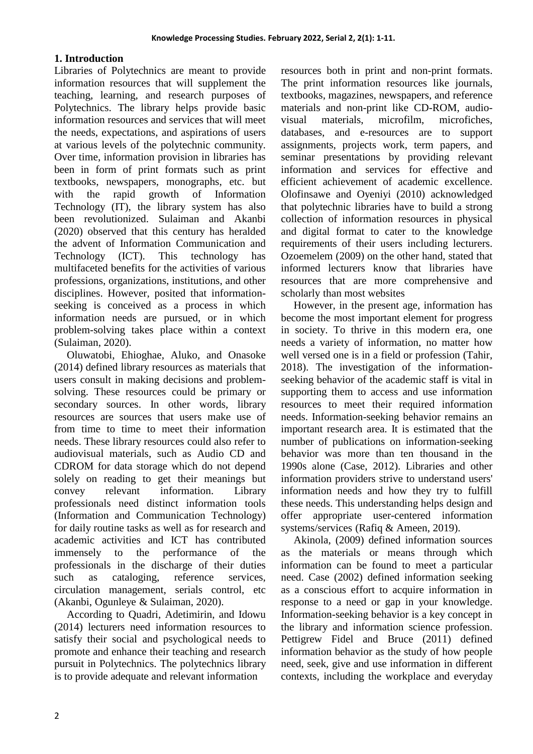## 1. Introduction

Libraries of Polytechnics are meant to provide information resources that will supplement the teaching, learning, and research purposes of Polytechnics. The library helps provide basic information resources and services that will meet the needs, expectations, and aspirations of users at various levels of the polytechnic community. Over time, information provision in libraries has been in form of print formats such as print textbooks, newspapers, monographs, etc. but with the rapid growth of Information Technology (IT), the library system has also been revolutionized. Sulaiman and Akanbi (2020) observed that this century has heralded the advent of Information Communication and Technology (ICT). This technology has multifaceted benefits for the activities of various professions, organizations, institutions, and other disciplines. However, posited that information-seeking is conceived as a process in which information needs are pursued, or in which problem-solving takes place within a context (Sulaiman, 2020).

Oluwatobi, Ehioghae, Aluko, and Onasoke (2014) defined library resources as materials that users consult in making decisions and problem-solving. These resources could be primary or secondary sources. In other words, library resources are sources that users make use of from time to time to meet their information needs. These library resources could also refer to audiovisual materials, such as Audio CD and CDROM for data storage which do not depend solely on reading to get their meanings but convey relevant information. Library professionals need distinct information tools (Information and Communication Technology) for daily routine tasks as well as for research and academic activities and ICT has contributed immensely to the performance of the professionals in the discharge of their duties such as cataloging, reference services, circulation management, serials control, etc (Akanbi, Ogunleye & Sulaiman, 2020).

According to Quadri, Adetimirin, and Idowu (2014) lecturers need information resources to satisfy their social and psychological needs to promote and enhance their teaching and research pursuit in Polytechnics. The polytechnics library is to provide adequate and relevant information resources both in print and non-print formats. The print information resources like journals, textbooks, magazines, newspapers, and reference materials and non-print like CD-ROM, audio-visual materials, microfilm, microfiches, databases, and e-resources are to support assignments, projects work, term papers, and seminar presentations by providing relevant information and services for effective and efficient achievement of academic excellence. Olofinsawe and Oyeniyi (2010) acknowledged that polytechnic libraries have to build a strong collection of information resources in physical and digital format to cater to the knowledge requirements of their users including lecturers. Ozoemelem (2009) on the other hand, stated that informed lecturers know that libraries have resources that are more comprehensive and scholarly than most websites

However, in the present age, information has become the most important element for progress in society. To thrive in this modern era, one needs a variety of information, no matter how well versed one is in a field or profession (Tahir, 2018). The investigation of the information-seeking behavior of the academic staff is vital in supporting them to access and use information resources to meet their required information needs. Information-seeking behavior remains an important research area. It is estimated that the number of publications on information-seeking behavior was more than ten thousand in the 1990s alone (Case, 2012). Libraries and other information providers strive to understand users' information needs and how they try to fulfill these needs. This understanding helps design and offer appropriate user-centered information systems/services (Rafiq & Ameen, 2019).

Akinola, (2009) defined information sources as the materials or means through which information can be found to meet a particular need. Case (2002) defined information seeking as a conscious effort to acquire information in response to a need or gap in your knowledge. Information-seeking behavior is a key concept in the library and information science profession. Pettigrew Fidel and Bruce (2011) defined information behavior as the study of how people need, seek, give and use information in different contexts, including the workplace and everyday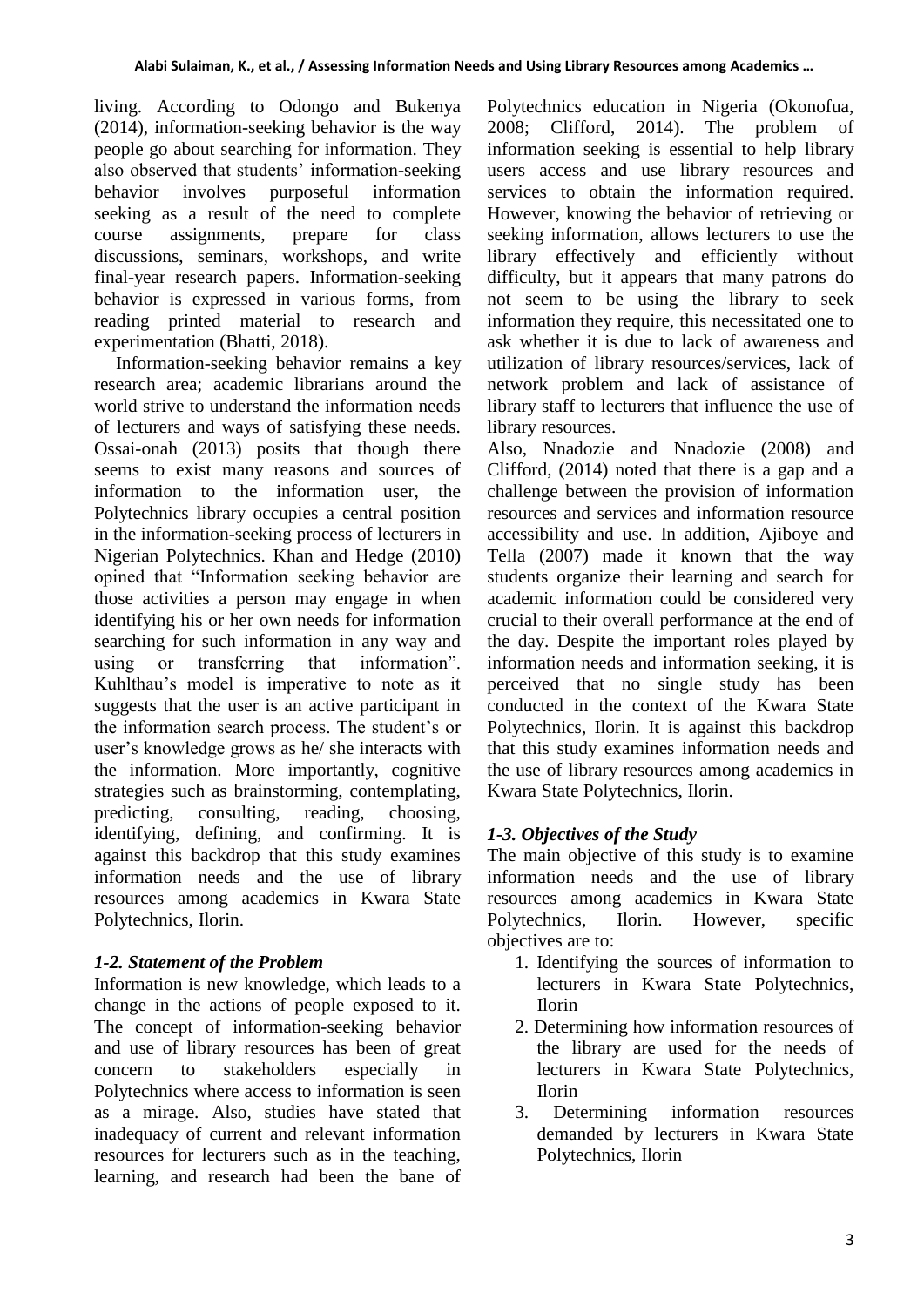living. According to Odongo and Bukenya (2014), information-seeking behavior is the way people go about searching for information. They also observed that students' information-seeking behavior involves purposeful information seeking as a result of the need to complete course assignments, prepare for class discussions, seminars, workshops, and write final-year research papers. Information-seeking behavior is expressed in various forms, from reading printed material to research and experimentation (Bhatti, 2018).

Information-seeking behavior remains a key research area; academic librarians around the world strive to understand the information needs of lecturers and ways of satisfying these needs. Ossai-onah (2013) posits that though there seems to exist many reasons and sources of information to the information user, the Polytechnics library occupies a central position in the information-seeking process of lecturers in Nigerian Polytechnics. Khan and Hedge (2010) opined that "Information seeking behavior are those activities a person may engage in when identifying his or her own needs for information searching for such information in any way and using or transferring that information". Kuhlthau's model is imperative to note as it suggests that the user is an active participant in the information search process. The student's or user's knowledge grows as he/ she interacts with the information. More importantly, cognitive strategies such as brainstorming, contemplating, predicting, consulting, reading, choosing, identifying, defining, and confirming. It is against this backdrop that this study examines information needs and the use of library resources among academics in Kwara State Polytechnics, Ilorin.

## *1-2. Statement of the Problem*

Information is new knowledge, which leads to a change in the actions of people exposed to it. The concept of information-seeking behavior and use of library resources has been of great concern to stakeholders especially in Polytechnics where access to information is seen as a mirage. Also, studies have stated that inadequacy of current and relevant information resources for lecturers such as in the teaching, learning, and research had been the bane of Polytechnics education in Nigeria (Okonofua, 2008; Clifford, 2014). The problem of information seeking is essential to help library users access and use library resources and services to obtain the information required. However, knowing the behavior of retrieving or seeking information, allows lecturers to use the library effectively and efficiently without difficulty, but it appears that many patrons do not seem to be using the library to seek information they require, this necessitated one to ask whether it is due to lack of awareness and utilization of library resources/services, lack of network problem and lack of assistance of library staff to lecturers that influence the use of library resources.

Also, Nnadozie and Nnadozie (2008) and Clifford, (2014) noted that there is a gap and a challenge between the provision of information resources and services and information resource accessibility and use. In addition, Ajiboye and Tella (2007) made it known that the way students organize their learning and search for academic information could be considered very crucial to their overall performance at the end of the day. Despite the important roles played by information needs and information seeking, it is perceived that no single study has been conducted in the context of the Kwara State Polytechnics, Ilorin. It is against this backdrop that this study examines information needs and the use of library resources among academics in Kwara State Polytechnics, Ilorin.

## *1-3. Objectives of the Study*

The main objective of this study is to examine information needs and the use of library resources among academics in Kwara State Polytechnics, Ilorin. However, specific objectives are to:

1. Identifying the sources of information to lecturers in Kwara State Polytechnics, Ilorin
2. Determining how information resources of the library are used for the needs of lecturers in Kwara State Polytechnics, Ilorin
3. Determining information resources demanded by lecturers in Kwara State Polytechnics, Ilorin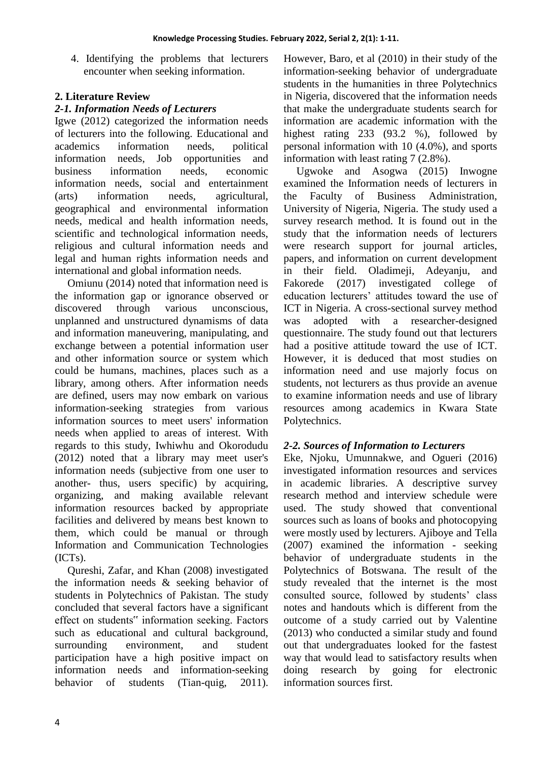4. Identifying the problems that lecturers encounter when seeking information.

## 2. Literature Review

### *2-1. Information Needs of Lecturers*

Igwe (2012) categorized the information needs of lecturers into the following. Educational and academics information needs, political information needs, Job opportunities and business information needs, economic information needs, social and entertainment (arts) information needs, agricultural, geographical and environmental information needs, medical and health information needs, scientific and technological information needs, religious and cultural information needs and legal and human rights information needs and international and global information needs.

Omiunu (2014) noted that information need is the information gap or ignorance observed or discovered through various unconscious, unplanned and unstructured dynamisms of data and information maneuvering, manipulating, and exchange between a potential information user and other information source or system which could be humans, machines, places such as a library, among others. After information needs are defined, users may now embark on various information-seeking strategies from various information sources to meet users' information needs when applied to areas of interest. With regards to this study, Iwhiwhu and Okorodudu (2012) noted that a library may meet user's information needs (subjective from one user to another- thus, users specific) by acquiring, organizing, and making available relevant information resources backed by appropriate facilities and delivered by means best known to them, which could be manual or through Information and Communication Technologies (ICTs).

Qureshi, Zafar, and Khan (2008) investigated the information needs & seeking behavior of students in Polytechnics of Pakistan. The study concluded that several factors have a significant effect on students" information seeking. Factors such as educational and cultural background, surrounding environment, and student participation have a high positive impact on information needs and information-seeking behavior of students (Tian-quig, 2011). However, Baro, et al (2010) in their study of the information-seeking behavior of undergraduate students in the humanities in three Polytechnics in Nigeria, discovered that the information needs that make the undergraduate students search for information are academic information with the highest rating 233 (93.2 %), followed by personal information with 10 (4.0%), and sports information with least rating 7 (2.8%).

Ugwoke and Asogwa (2015) Inwogne examined the Information needs of lecturers in the Faculty of Business Administration, University of Nigeria, Nigeria. The study used a survey research method. It is found out in the study that the information needs of lecturers were research support for journal articles, papers, and information on current development in their field. Oladimeji, Adeyanju, and Fakorede (2017) investigated college of education lecturers' attitudes toward the use of ICT in Nigeria. A cross-sectional survey method was adopted with a researcher-designed questionnaire. The study found out that lecturers had a positive attitude toward the use of ICT. However, it is deduced that most studies on information need and use majorly focus on students, not lecturers as thus provide an avenue to examine information needs and use of library resources among academics in Kwara State Polytechnics.

### *2-2. Sources of Information to Lecturers*

Eke, Njoku, Umunnakwe, and Ogueri (2016) investigated information resources and services in academic libraries. A descriptive survey research method and interview schedule were used. The study showed that conventional sources such as loans of books and photocopying were mostly used by lecturers. Ajiboye and Tella (2007) examined the information - seeking behavior of undergraduate students in the Polytechnics of Botswana. The result of the study revealed that the internet is the most consulted source, followed by students' class notes and handouts which is different from the outcome of a study carried out by Valentine (2013) who conducted a similar study and found out that undergraduates looked for the fastest way that would lead to satisfactory results when doing research by going for electronic information sources first.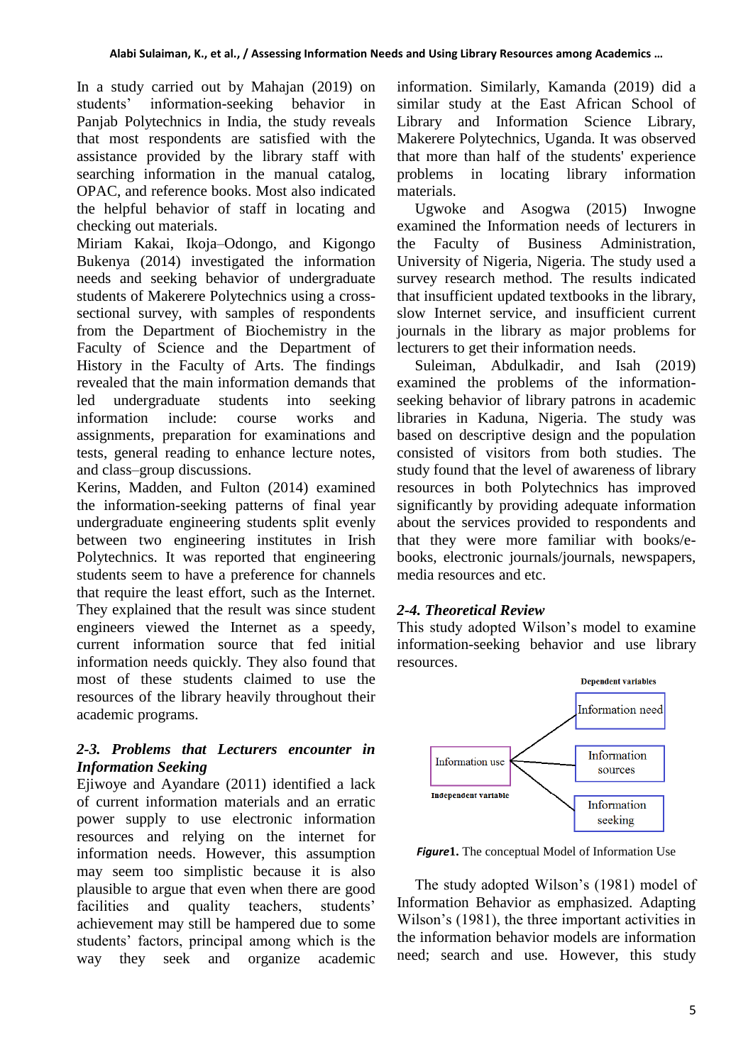In a study carried out by Mahajan (2019) on students' information-seeking behavior in Panjab Polytechnics in India, the study reveals that most respondents are satisfied with the assistance provided by the library staff with searching information in the manual catalog, OPAC, and reference books. Most also indicated the helpful behavior of staff in locating and checking out materials.

Miriam Kakai, Ikoja–Odongo, and Kigongo Bukenya (2014) investigated the information needs and seeking behavior of undergraduate students of Makerere Polytechnics using a cross-sectional survey, with samples of respondents from the Department of Biochemistry in the Faculty of Science and the Department of History in the Faculty of Arts. The findings revealed that the main information demands that led undergraduate students into seeking information include: course works and assignments, preparation for examinations and tests, general reading to enhance lecture notes, and class–group discussions.

Kerins, Madden, and Fulton (2014) examined the information-seeking patterns of final year undergraduate engineering students split evenly between two engineering institutes in Irish Polytechnics. It was reported that engineering students seem to have a preference for channels that require the least effort, such as the Internet. They explained that the result was since student engineers viewed the Internet as a speedy, current information source that fed initial information needs quickly. They also found that most of these students claimed to use the resources of the library heavily throughout their academic programs.

### *2-3. Problems that Lecturers encounter in Information Seeking*

Ejiwoye and Ayandare (2011) identified a lack of current information materials and an erratic power supply to use electronic information resources and relying on the internet for information needs. However, this assumption may seem too simplistic because it is also plausible to argue that even when there are good facilities and quality teachers, students' achievement may still be hampered due to some students' factors, principal among which is the way they seek and organize academic information. Similarly, Kamanda (2019) did a similar study at the East African School of Library and Information Science Library, Makerere Polytechnics, Uganda. It was observed that more than half of the students' experience problems in locating library information materials.

Ugwoke and Asogwa (2015) Inwogne examined the Information needs of lecturers in the Faculty of Business Administration, University of Nigeria, Nigeria. The study used a survey research method. The results indicated that insufficient updated textbooks in the library, slow Internet service, and insufficient current journals in the library as major problems for lecturers to get their information needs.

Suleiman, Abdulkadir, and Isah (2019) examined the problems of the information-seeking behavior of library patrons in academic libraries in Kaduna, Nigeria. The study was based on descriptive design and the population consisted of visitors from both studies. The study found that the level of awareness of library resources in both Polytechnics has improved significantly by providing adequate information about the services provided to respondents and that they were more familiar with books/e-books, electronic journals/journals, newspapers, media resources and etc.

### *2-4. Theoretical Review*

This study adopted Wilson's model to examine information-seeking behavior and use library resources.

Dependent variables: Information need; Information sources; Information seeking

Independent variable: Information use

***Figure*1.** The conceptual Model of Information Use

The study adopted Wilson's (1981) model of Information Behavior as emphasized. Adapting Wilson's (1981), the three important activities in the information behavior models are information need; search and use. However, this study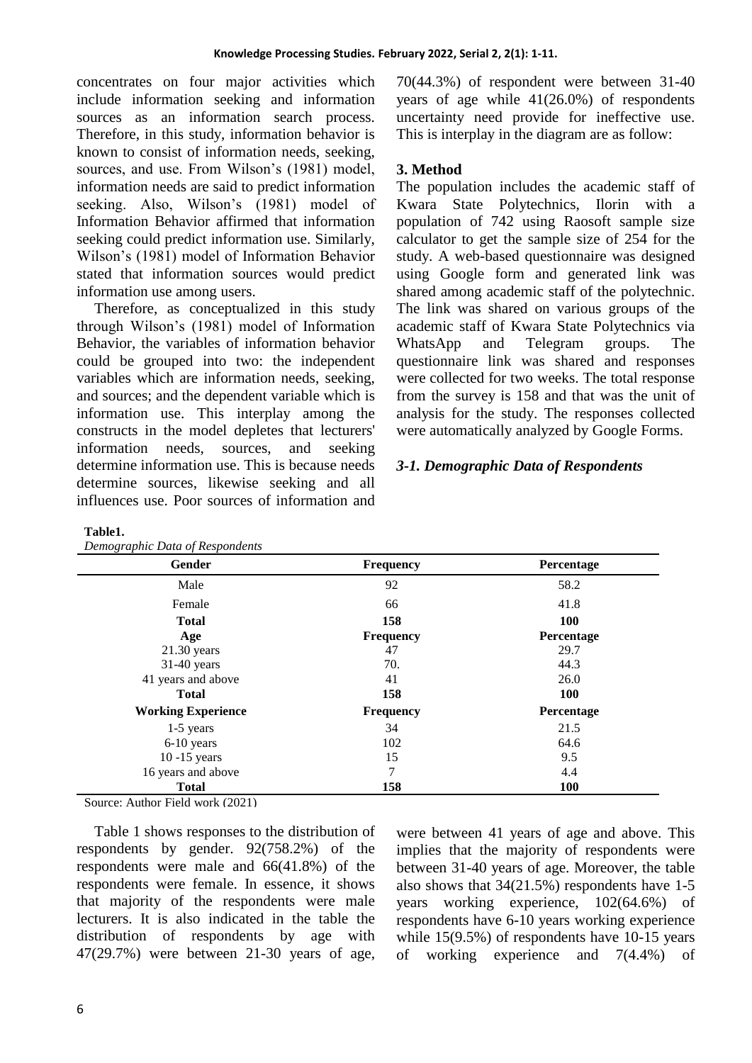concentrates on four major activities which include information seeking and information sources as an information search process. Therefore, in this study, information behavior is known to consist of information needs, seeking, sources, and use. From Wilson's (1981) model, information needs are said to predict information seeking. Also, Wilson's (1981) model of Information Behavior affirmed that information seeking could predict information use. Similarly, Wilson's (1981) model of Information Behavior stated that information sources would predict information use among users.

Therefore, as conceptualized in this study through Wilson's (1981) model of Information Behavior, the variables of information behavior could be grouped into two: the independent variables which are information needs, seeking, and sources; and the dependent variable which is information use. This interplay among the constructs in the model depletes that lecturers' information needs, sources, and seeking determine information use. This is because needs determine sources, likewise seeking and all influences use. Poor sources of information and uncertainty need provide for ineffective use. This is interplay in the diagram are as follow:

## 3. Method

The population includes the academic staff of Kwara State Polytechnics, Ilorin with a population of 742 using Raosoft sample size calculator to get the sample size of 254 for the study. A web-based questionnaire was designed using Google form and generated link was shared among academic staff of the polytechnic. The link was shared on various groups of the academic staff of Kwara State Polytechnics via WhatsApp and Telegram groups. The questionnaire link was shared and responses were collected for two weeks. The total response from the survey is 158 and that was the unit of analysis for the study. The responses collected were automatically analyzed by Google Forms.

### *3-1. Demographic Data of Respondents*

**Table1.**
*Demographic Data of Respondents*

| Gender | Frequency | Percentage |
|---|---|---|
| Male | 92 | 58.2 |
| Female | 66 | 41.8 |
| **Total** | **158** | **100** |
| **Age** | **Frequency** | **Percentage** |
| 21.30 years | 47 | 29.7 |
| 31-40 years | 70. | 44.3 |
| 41 years and above | 41 | 26.0 |
| **Total** | **158** | **100** |
| **Working Experience** | **Frequency** | **Percentage** |
| 1-5 years | 34 | 21.5 |
| 6-10 years | 102 | 64.6 |
| 10 -15 years | 15 | 9.5 |
| 16 years and above | 7 | 4.4 |
| **Total** | **158** | **100** |

Source: Author Field work (2021)

Table 1 shows responses to the distribution of respondents by gender. 92(758.2%) of the respondents were male and 66(41.8%) of the respondents were female. In essence, it shows that majority of the respondents were male lecturers. It is also indicated in the table the distribution of respondents by age with 47(29.7%) were between 21-30 years of age, 70(44.3%) of respondent were between 31-40 years of age while 41(26.0%) of respondents were between 41 years of age and above. This implies that the majority of respondents were between 31-40 years of age. Moreover, the table also shows that 34(21.5%) respondents have 1-5 years working experience, 102(64.6%) of respondents have 6-10 years working experience while 15(9.5%) of respondents have 10-15 years of working experience and 7(4.4%) of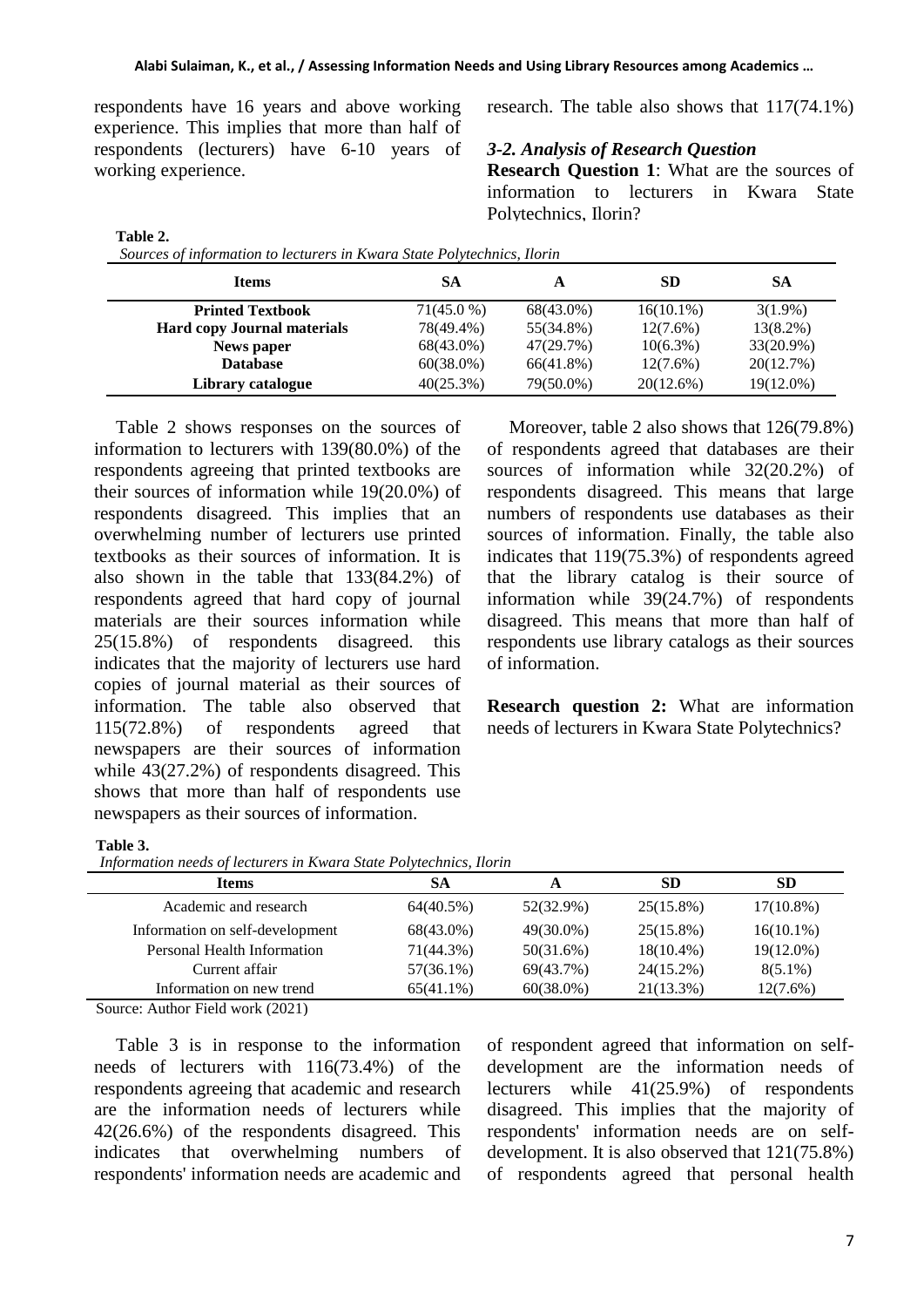respondents have 16 years and above working experience. This implies that more than half of respondents (lecturers) have 6-10 years of working experience.

research. The table also shows that 117(74.1%)

### *3-2. Analysis of Research Question*

**Research Question 1**: What are the sources of information to lecturers in Kwara State Polytechnics, Ilorin?

**Table 2.**

*Sources of information to lecturers in Kwara State Polytechnics, Ilorin*

| Items | SA | A | SD | SA |
|---|---|---|---|---|
| **Printed Textbook** | 71(45.0 %) | 68(43.0%) | 16(10.1%) | 3(1.9%) |
| **Hard copy Journal materials** | 78(49.4%) | 55(34.8%) | 12(7.6%) | 13(8.2%) |
| **News paper** | 68(43.0%) | 47(29.7%) | 10(6.3%) | 33(20.9%) |
| **Database** | 60(38.0%) | 66(41.8%) | 12(7.6%) | 20(12.7%) |
| **Library catalogue** | 40(25.3%) | 79(50.0%) | 20(12.6%) | 19(12.0%) |

Table 2 shows responses on the sources of information to lecturers with 139(80.0%) of the respondents agreeing that printed textbooks are their sources of information while 19(20.0%) of respondents disagreed. This implies that an overwhelming number of lecturers use printed textbooks as their sources of information. It is also shown in the table that 133(84.2%) of respondents agreed that hard copy of journal materials are their sources information while 25(15.8%) of respondents disagreed. this indicates that the majority of lecturers use hard copies of journal material as their sources of information. The table also observed that 115(72.8%) of respondents agreed that newspapers are their sources of information while 43(27.2%) of respondents disagreed. This shows that more than half of respondents use newspapers as their sources of information.

Moreover, table 2 also shows that 126(79.8%) of respondents agreed that databases are their sources of information while 32(20.2%) of respondents disagreed. This means that large numbers of respondents use databases as their sources of information. Finally, the table also indicates that 119(75.3%) of respondents agreed that the library catalog is their source of information while 39(24.7%) of respondents disagreed. This means that more than half of respondents use library catalogs as their sources of information.

**Research question 2:** What are information needs of lecturers in Kwara State Polytechnics?

**Table 3.**

*Information needs of lecturers in Kwara State Polytechnics, Ilorin*

| Items | SA | A | SD | SD |
|---|---|---|---|---|
| Academic and research | 64(40.5%) | 52(32.9%) | 25(15.8%) | 17(10.8%) |
| Information on self-development | 68(43.0%) | 49(30.0%) | 25(15.8%) | 16(10.1%) |
| Personal Health Information | 71(44.3%) | 50(31.6%) | 18(10.4%) | 19(12.0%) |
| Current affair | 57(36.1%) | 69(43.7%) | 24(15.2%) | 8(5.1%) |
| Information on new trend | 65(41.1%) | 60(38.0%) | 21(13.3%) | 12(7.6%) |

Source: Author Field work (2021)

Table 3 is in response to the information needs of lecturers with 116(73.4%) of the respondents agreeing that academic and research are the information needs of lecturers while 42(26.6%) of the respondents disagreed. This indicates that overwhelming numbers of respondents' information needs are academic and of respondent agreed that information on self-development are the information needs of lecturers while 41(25.9%) of respondents disagreed. This implies that the majority of respondents' information needs are on self-development. It is also observed that 121(75.8%) of respondents agreed that personal health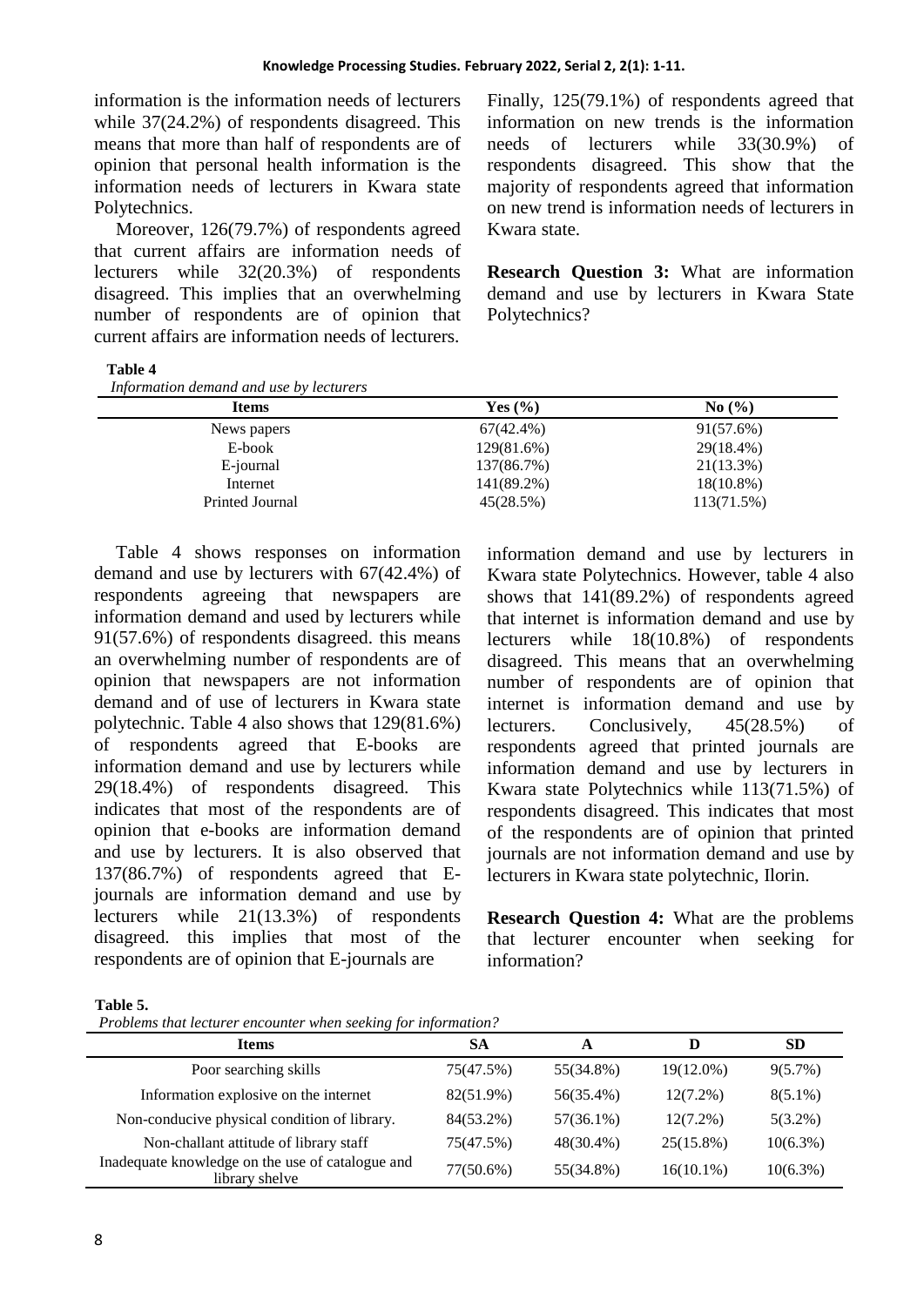information is the information needs of lecturers while 37(24.2%) of respondents disagreed. This means that more than half of respondents are of opinion that personal health information is the information needs of lecturers in Kwara state Polytechnics.

Moreover, 126(79.7%) of respondents agreed that current affairs are information needs of lecturers while 32(20.3%) of respondents disagreed. This implies that an overwhelming number of respondents are of opinion that current affairs are information needs of lecturers. Finally, 125(79.1%) of respondents agreed that information on new trends is the information needs of lecturers while 33(30.9%) of respondents disagreed. This show that the majority of respondents agreed that information on new trend is information needs of lecturers in Kwara state.

**Research Question 3:** What are information demand and use by lecturers in Kwara State Polytechnics?

**Table 4**

*Information demand and use by lecturers*

| Items | Yes (%) | No (%) |
|---|---|---|
| News papers | 67(42.4%) | 91(57.6%) |
| E-book | 129(81.6%) | 29(18.4%) |
| E-journal | 137(86.7%) | 21(13.3%) |
| Internet | 141(89.2%) | 18(10.8%) |
| Printed Journal | 45(28.5%) | 113(71.5%) |

Table 4 shows responses on information demand and use by lecturers with 67(42.4%) of respondents agreeing that newspapers are information demand and used by lecturers while 91(57.6%) of respondents disagreed. this means an overwhelming number of respondents are of opinion that newspapers are not information demand and of use of lecturers in Kwara state polytechnic. Table 4 also shows that 129(81.6%) of respondents agreed that E-books are information demand and use by lecturers while 29(18.4%) of respondents disagreed. This indicates that most of the respondents are of opinion that e-books are information demand and use by lecturers. It is also observed that 137(86.7%) of respondents agreed that E-journals are information demand and use by lecturers while 21(13.3%) of respondents disagreed. this implies that most of the respondents are of opinion that E-journals are information demand and use by lecturers in Kwara state Polytechnics. However, table 4 also shows that 141(89.2%) of respondents agreed that internet is information demand and use by lecturers while 18(10.8%) of respondents disagreed. This means that an overwhelming number of respondents are of opinion that internet is information demand and use by lecturers. Conclusively, 45(28.5%) of respondents agreed that printed journals are information demand and use by lecturers in Kwara state Polytechnics while 113(71.5%) of respondents disagreed. This indicates that most of the respondents are of opinion that printed journals are not information demand and use by lecturers in Kwara state polytechnic, Ilorin.

**Research Question 4:** What are the problems that lecturer encounter when seeking for information?

**Table 5.**

*Problems that lecturer encounter when seeking for information?*

| Items | SA | A | D | SD |
|---|---|---|---|---|
| Poor searching skills | 75(47.5%) | 55(34.8%) | 19(12.0%) | 9(5.7%) |
| Information explosive on the internet | 82(51.9%) | 56(35.4%) | 12(7.2%) | 8(5.1%) |
| Non-conducive physical condition of library. | 84(53.2%) | 57(36.1%) | 12(7.2%) | 5(3.2%) |
| Non-challant attitude of library staff | 75(47.5%) | 48(30.4%) | 25(15.8%) | 10(6.3%) |
| Inadequate knowledge on the use of catalogue and library shelve | 77(50.6%) | 55(34.8%) | 16(10.1%) | 10(6.3%) |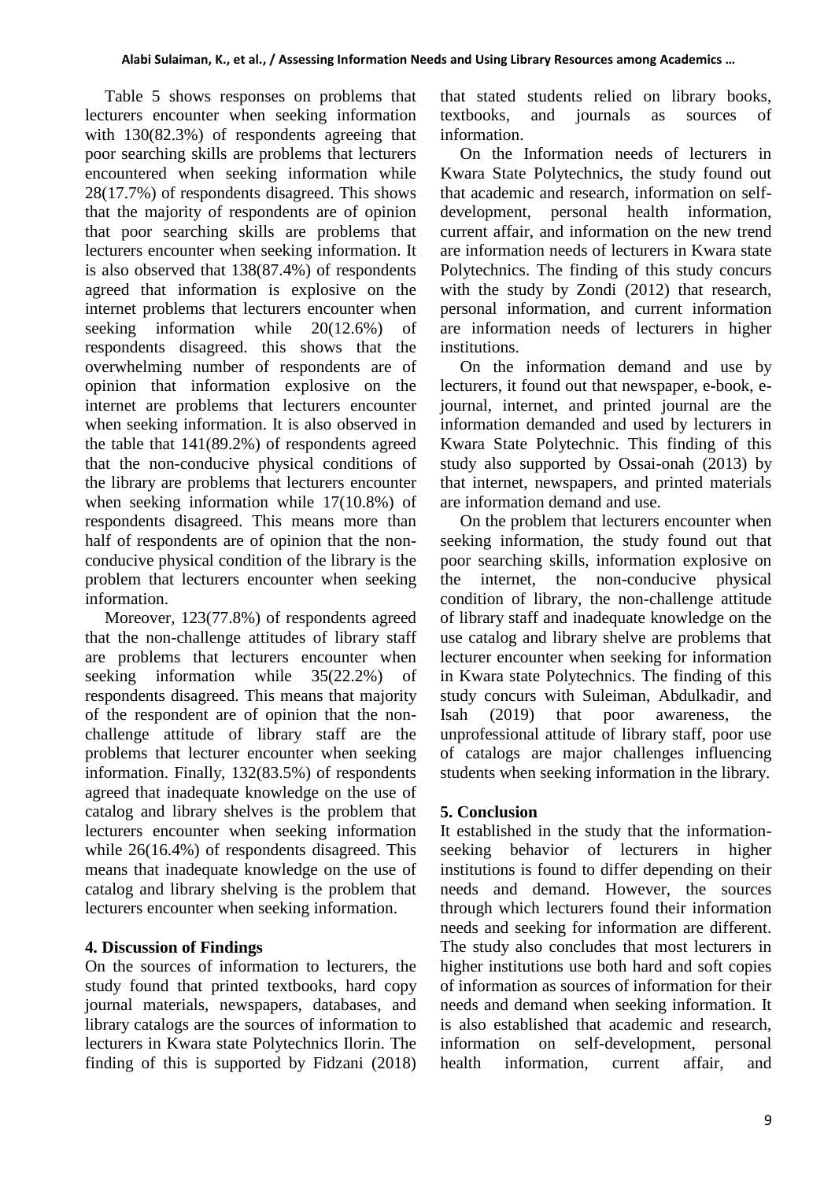Table 5 shows responses on problems that lecturers encounter when seeking information with 130(82.3%) of respondents agreeing that poor searching skills are problems that lecturers encountered when seeking information while 28(17.7%) of respondents disagreed. This shows that the majority of respondents are of opinion that poor searching skills are problems that lecturers encounter when seeking information. It is also observed that 138(87.4%) of respondents agreed that information is explosive on the internet problems that lecturers encounter when seeking information while 20(12.6%) of respondents disagreed. this shows that the overwhelming number of respondents are of opinion that information explosive on the internet are problems that lecturers encounter when seeking information. It is also observed in the table that 141(89.2%) of respondents agreed that the non-conducive physical conditions of the library are problems that lecturers encounter when seeking information while 17(10.8%) of respondents disagreed. This means more than half of respondents are of opinion that the non-conducive physical condition of the library is the problem that lecturers encounter when seeking information.

Moreover, 123(77.8%) of respondents agreed that the non-challenge attitudes of library staff are problems that lecturers encounter when seeking information while 35(22.2%) of respondents disagreed. This means that majority of the respondent are of opinion that the non-challenge attitude of library staff are the problems that lecturer encounter when seeking information. Finally, 132(83.5%) of respondents agreed that inadequate knowledge on the use of catalog and library shelves is the problem that lecturers encounter when seeking information while 26(16.4%) of respondents disagreed. This means that inadequate knowledge on the use of catalog and library shelving is the problem that lecturers encounter when seeking information.

## 4. Discussion of Findings

On the sources of information to lecturers, the study found that printed textbooks, hard copy journal materials, newspapers, databases, and library catalogs are the sources of information to lecturers in Kwara state Polytechnics Ilorin. The finding of this is supported by Fidzani (2018) that stated students relied on library books, textbooks, and journals as sources of information.

On the Information needs of lecturers in Kwara State Polytechnics, the study found out that academic and research, information on self-development, personal health information, current affair, and information on the new trend are information needs of lecturers in Kwara state Polytechnics. The finding of this study concurs with the study by Zondi (2012) that research, personal information, and current information are information needs of lecturers in higher institutions.

On the information demand and use by lecturers, it found out that newspaper, e-book, e-journal, internet, and printed journal are the information demanded and used by lecturers in Kwara State Polytechnic. This finding of this study also supported by Ossai-onah (2013) by that internet, newspapers, and printed materials are information demand and use.

On the problem that lecturers encounter when seeking information, the study found out that poor searching skills, information explosive on the internet, the non-conducive physical condition of library, the non-challenge attitude of library staff and inadequate knowledge on the use catalog and library shelve are problems that lecturer encounter when seeking for information in Kwara state Polytechnics. The finding of this study concurs with Suleiman, Abdulkadir, and Isah (2019) that poor awareness, the unprofessional attitude of library staff, poor use of catalogs are major challenges influencing students when seeking information in the library.

## 5. Conclusion

It established in the study that the information-seeking behavior of lecturers in higher institutions is found to differ depending on their needs and demand. However, the sources through which lecturers found their information needs and seeking for information are different. The study also concludes that most lecturers in higher institutions use both hard and soft copies of information as sources of information for their needs and demand when seeking information. It is also established that academic and research, information on self-development, personal health information, current affair, and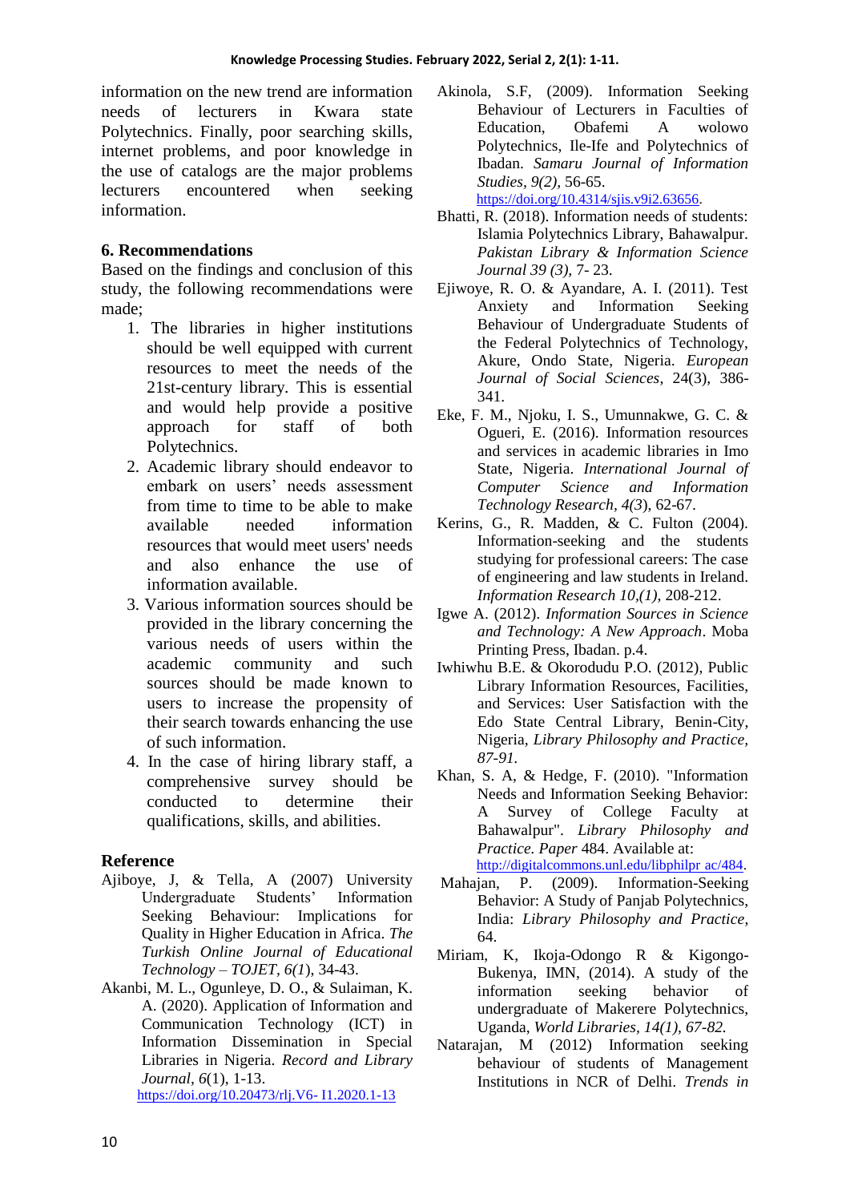information on the new trend are information needs of lecturers in Kwara state Polytechnics. Finally, poor searching skills, internet problems, and poor knowledge in the use of catalogs are the major problems lecturers encountered when seeking information.

## 6. Recommendations

Based on the findings and conclusion of this study, the following recommendations were made;

1. The libraries in higher institutions should be well equipped with current resources to meet the needs of the 21st-century library. This is essential and would help provide a positive approach for staff of both Polytechnics.
2. Academic library should endeavor to embark on users' needs assessment from time to time to be able to make available needed information resources that would meet users' needs and also enhance the use of information available.
3. Various information sources should be provided in the library concerning the various needs of users within the academic community and such sources should be made known to users to increase the propensity of their search towards enhancing the use of such information.
4. In the case of hiring library staff, a comprehensive survey should be conducted to determine their qualifications, skills, and abilities.

## Reference

Ajiboye, J, & Tella, A (2007) University Undergraduate Students' Information Seeking Behaviour: Implications for Quality in Higher Education in Africa. *The Turkish Online Journal of Educational Technology – TOJET, 6(1)*, 34-43.

Akanbi, M. L., Ogunleye, D. O., & Sulaiman, K. A. (2020). Application of Information and Communication Technology (ICT) in Information Dissemination in Special Libraries in Nigeria. *Record and Library Journal, 6*(1), 1-13. https://doi.org/10.20473/rlj.V6- I1.2020.1-13

Akinola, S.F, (2009). Information Seeking Behaviour of Lecturers in Faculties of Education, Obafemi A wolowo Polytechnics, Ile-Ife and Polytechnics of Ibadan. *Samaru Journal of Information Studies, 9(2)*, 56-65. https://doi.org/10.4314/sjis.v9i2.63656.

Bhatti, R. (2018). Information needs of students: Islamia Polytechnics Library, Bahawalpur. *Pakistan Library & Information Science Journal 39 (3)*, 7- 23.

Ejiwoye, R. O. & Ayandare, A. I. (2011). Test Anxiety and Information Seeking Behaviour of Undergraduate Students of the Federal Polytechnics of Technology, Akure, Ondo State, Nigeria. *European Journal of Social Sciences*, 24(3), 386-341.

Eke, F. M., Njoku, I. S., Umunnakwe, G. C. & Ogueri, E. (2016). Information resources and services in academic libraries in Imo State, Nigeria. *International Journal of Computer Science and Information Technology Research, 4(3)*, 62-67.

Kerins, G., R. Madden, & C. Fulton (2004). Information-seeking and the students studying for professional careers: The case of engineering and law students in Ireland. *Information Research 10,(1)*, 208-212.

Igwe A. (2012). *Information Sources in Science and Technology: A New Approach*. Moba Printing Press, Ibadan. p.4.

Iwhiwhu B.E. & Okorodudu P.O. (2012), Public Library Information Resources, Facilities, and Services: User Satisfaction with the Edo State Central Library, Benin-City, Nigeria, *Library Philosophy and Practice, 87-91.*

Khan, S. A, & Hedge, F. (2010). "Information Needs and Information Seeking Behavior: A Survey of College Faculty at Bahawalpur". *Library Philosophy and Practice. Paper* 484. Available at: http://digitalcommons.unl.edu/libphilpr ac/484.

Mahajan, P. (2009). Information-Seeking Behavior: A Study of Panjab Polytechnics, India: *Library Philosophy and Practice,* 64.

Miriam, K, Ikoja-Odongo R & Kigongo-Bukenya, IMN, (2014). A study of the information seeking behavior of undergraduate of Makerere Polytechnics, Uganda, *World Libraries, 14(1), 67-82.*

Natarajan, M (2012) Information seeking behaviour of students of Management Institutions in NCR of Delhi. *Trends in*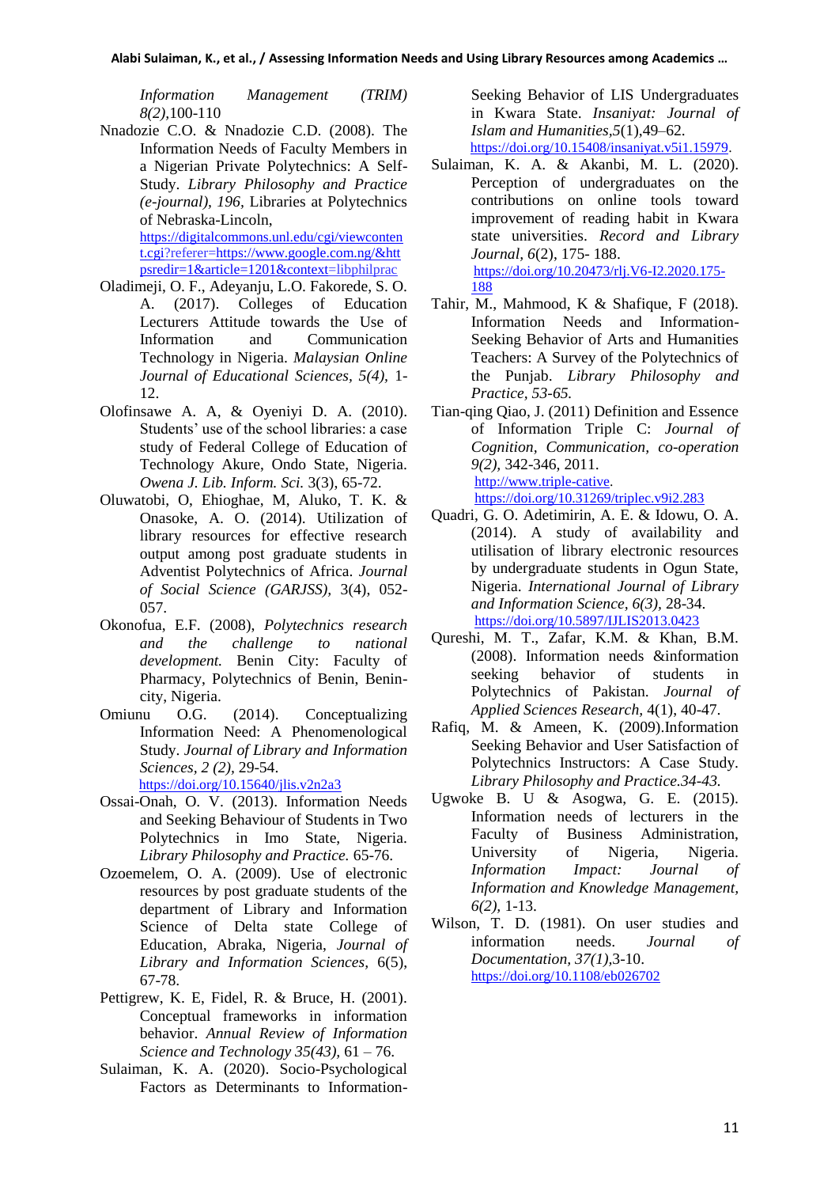*Information Management (TRIM) 8(2),*100-110

Nnadozie C.O. & Nnadozie C.D. (2008). The Information Needs of Faculty Members in a Nigerian Private Polytechnics: A Self-Study. *Library Philosophy and Practice (e-journal), 196,* Libraries at Polytechnics of Nebraska-Lincoln, https://digitalcommons.unl.edu/cgi/viewcontent.cgi?referer=https://www.google.com.ng/&httpsredir=1&article=1201&context=libphilprac

Oladimeji, O. F., Adeyanju, L.O. Fakorede, S. O. A. (2017). Colleges of Education Lecturers Attitude towards the Use of Information and Communication Technology in Nigeria. *Malaysian Online Journal of Educational Sciences, 5(4),* 1-12.

Olofinsawe A. A, & Oyeniyi D. A. (2010). Students' use of the school libraries: a case study of Federal College of Education of Technology Akure, Ondo State, Nigeria. *Owena J. Lib. Inform. Sci.* 3(3), 65-72.

Oluwatobi, O, Ehioghae, M, Aluko, T. K. & Onasoke, A. O. (2014). Utilization of library resources for effective research output among post graduate students in Adventist Polytechnics of Africa. *Journal of Social Science (GARJSS),* 3(4), 052-057.

Okonofua, E.F. (2008), *Polytechnics research and the challenge to national development.* Benin City: Faculty of Pharmacy, Polytechnics of Benin, Benin-city, Nigeria.

Omiunu O.G. (2014). Conceptualizing Information Need: A Phenomenological Study. *Journal of Library and Information Sciences, 2 (2),* 29-54. https://doi.org/10.15640/jlis.v2n2a3

Ossai-Onah, O. V. (2013). Information Needs and Seeking Behaviour of Students in Two Polytechnics in Imo State, Nigeria. *Library Philosophy and Practice.* 65-76.

Ozoemelem, O. A. (2009). Use of electronic resources by post graduate students of the department of Library and Information Science of Delta state College of Education, Abraka, Nigeria, *Journal of Library and Information Sciences,* 6(5), 67-78.

Pettigrew, K. E, Fidel, R. & Bruce, H. (2001). Conceptual frameworks in information behavior. *Annual Review of Information Science and Technology 35(43),* 61 – 76.

Sulaiman, K. A. (2020). Socio-Psychological Factors as Determinants to Information-Seeking Behavior of LIS Undergraduates in Kwara State. *Insaniyat: Journal of Islam and Humanities,5*(1),49–62. https://doi.org/10.15408/insaniyat.v5i1.15979.

Sulaiman, K. A. & Akanbi, M. L. (2020). Perception of undergraduates on the contributions on online tools toward improvement of reading habit in Kwara state universities. *Record and Library Journal, 6*(2), 175- 188. https://doi.org/10.20473/rlj.V6-I2.2020.175-188

Tahir, M., Mahmood, K & Shafique, F (2018). Information Needs and Information-Seeking Behavior of Arts and Humanities Teachers: A Survey of the Polytechnics of the Punjab. *Library Philosophy and Practice, 53-65.*

Tian-qing Qiao, J. (2011) Definition and Essence of Information Triple C: *Journal of Cognition, Communication, co-operation 9(2),* 342-346, 2011. http://www.triple-cative. https://doi.org/10.31269/triplec.v9i2.283

Quadri, G. O. Adetimirin, A. E. & Idowu, O. A. (2014). A study of availability and utilisation of library electronic resources by undergraduate students in Ogun State, Nigeria. *International Journal of Library and Information Science, 6(3),* 28-34. https://doi.org/10.5897/IJLIS2013.0423

Qureshi, M. T., Zafar, K.M. & Khan, B.M. (2008). Information needs &information seeking behavior of students in Polytechnics of Pakistan. *Journal of Applied Sciences Research,* 4(1), 40-47.

Rafiq, M. & Ameen, K. (2009).Information Seeking Behavior and User Satisfaction of Polytechnics Instructors: A Case Study. *Library Philosophy and Practice.34-43.*

Ugwoke B. U & Asogwa, G. E. (2015). Information needs of lecturers in the Faculty of Business Administration, University of Nigeria, Nigeria. *Information Impact: Journal of Information and Knowledge Management, 6(2),* 1-13.

Wilson, T. D. (1981). On user studies and information needs. *Journal of Documentation, 37(1),*3-10. https://doi.org/10.1108/eb026702